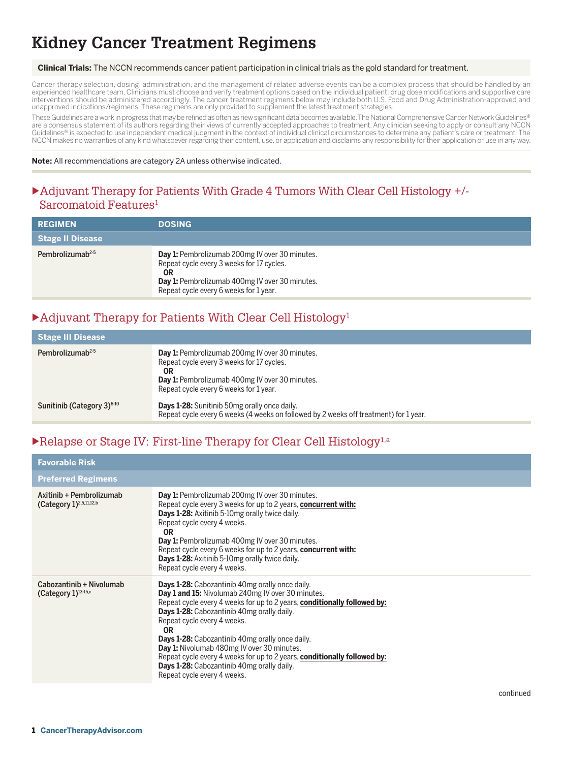# Kidney Cancer Treatment Regimens

**Clinical Trials:** The NCCN recommends cancer patient participation in clinical trials as the gold standard for treatment.

Cancer therapy selection, dosing, administration, and the management of related adverse events can be a complex process that should be handled by an experienced healthcare team. Clinicians must choose and verify treatment options based on the individual patient; drug dose modifications and supportive care interventions should be administered accordingly. The cancer treatment regimens below may include both U.S. Food and Drug Administration-approved and unapproved indications/regimens. These regimens are only provided to supplement the latest treatment strategies.

These Guidelines are a work in progress that may be refined as often as new significant data becomes available. The National Comprehensive Cancer Network Guidelines® are a consensus statement of its authors regarding their views of currently accepted approaches to treatment. Any clinician seeking to apply or consult any NCCN Guidelines® is expected to use independent medical judgment in the context of individual clinical circumstances to determine any patient's care or treatment. The NCCN makes no warranties of any kind whatsoever regarding their content, use, or application and disclaims any responsibility for their application or use in any way.

**Note:** All recommendations are category 2A unless otherwise indicated.

## ▶Adjuvant Therapy for Patients With Grade 4 Tumors With Clear Cell Histology +/- Sarcomatoid Features[1]

| REGIMEN | DOSING |
|---|---|
| **Stage II Disease** | |
| Pembrolizumab[2-5] | **Day 1:** Pembrolizumab 200mg IV over 30 minutes.<br>Repeat cycle every 3 weeks for 17 cycles.<br>**OR**<br>**Day 1:** Pembrolizumab 400mg IV over 30 minutes.<br>Repeat cycle every 6 weeks for 1 year. |

## ▶Adjuvant Therapy for Patients With Clear Cell Histology[1]

| Stage III Disease | |
|---|---|
| Pembrolizumab[2-5] | **Day 1:** Pembrolizumab 200mg IV over 30 minutes.<br>Repeat cycle every 3 weeks for 17 cycles.<br>**OR**<br>**Day 1:** Pembrolizumab 400mg IV over 30 minutes.<br>Repeat cycle every 6 weeks for 1 year. |
| Sunitinib (Category 3)[6-10] | **Days 1-28:** Sunitinib 50mg orally once daily.<br>Repeat cycle every 6 weeks (4 weeks on followed by 2 weeks off treatment) for 1 year. |

## ▶Relapse or Stage IV: First-line Therapy for Clear Cell Histology[1,a]

| Favorable Risk | |
|---|---|
| **Preferred Regimens** | |
| Axitinib + Pembrolizumab (Category 1)[2,5,11,12,b] | **Day 1:** Pembrolizumab 200mg IV over 30 minutes.<br>Repeat cycle every 3 weeks for up to 2 years, **concurrent with:**<br>**Days 1-28:** Axitinib 5-10mg orally twice daily.<br>Repeat cycle every 4 weeks.<br>**OR**<br>**Day 1:** Pembrolizumab 400mg IV over 30 minutes.<br>Repeat cycle every 6 weeks for up to 2 years, **concurrent with:**<br>**Days 1-28:** Axitinib 5-10mg orally twice daily.<br>Repeat cycle every 4 weeks. |
| Cabozantinib + Nivolumab (Category 1)[13-15,c] | **Days 1-28:** Cabozantinib 40mg orally once daily.<br>**Day 1 and 15:** Nivolumab 240mg IV over 30 minutes.<br>Repeat cycle every 4 weeks for up to 2 years, **conditionally followed by:**<br>**Days 1-28:** Cabozantinib 40mg orally daily.<br>Repeat cycle every 4 weeks.<br>**OR**<br>**Days 1-28:** Cabozantinib 40mg orally once daily.<br>**Day 1:** Nivolumab 480mg IV over 30 minutes.<br>Repeat cycle every 4 weeks for up to 2 years, **conditionally followed by:**<br>**Days 1-28:** Cabozantinib 40mg orally daily.<br>Repeat cycle every 4 weeks. |

continued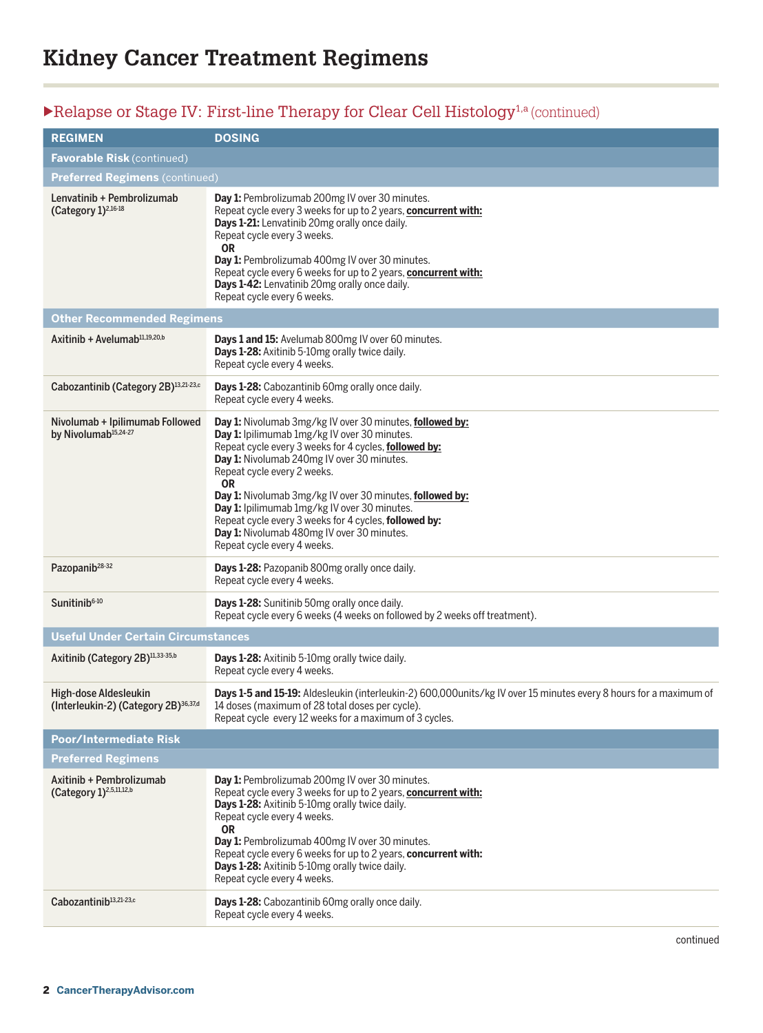# Kidney Cancer Treatment Regimens

## ▶Relapse or Stage IV: First-line Therapy for Clear Cell Histology[1,a] (continued)

| REGIMEN | DOSING |
|---|---|
| **Favorable Risk** (continued) | |
| **Preferred Regimens** (continued) | |
| Lenvatinib + Pembrolizumab (Category 1)[2,16-18] | **Day 1:** Pembrolizumab 200mg IV over 30 minutes.<br>Repeat cycle every 3 weeks for up to 2 years, **concurrent with:**<br>**Days 1-21:** Lenvatinib 20mg orally once daily.<br>Repeat cycle every 3 weeks.<br>**OR**<br>**Day 1:** Pembrolizumab 400mg IV over 30 minutes.<br>Repeat cycle every 6 weeks for up to 2 years, **concurrent with:**<br>**Days 1-42:** Lenvatinib 20mg orally once daily.<br>Repeat cycle every 6 weeks. |
| **Other Recommended Regimens** | |
| Axitinib + Avelumab[11,19,20,b] | **Days 1 and 15:** Avelumab 800mg IV over 60 minutes.<br>**Days 1-28:** Axitinib 5-10mg orally twice daily.<br>Repeat cycle every 4 weeks. |
| Cabozantinib (Category 2B)[13,21-23,c] | **Days 1-28:** Cabozantinib 60mg orally once daily.<br>Repeat cycle every 4 weeks. |
| Nivolumab + Ipilimumab Followed by Nivolumab[15,24-27] | **Day 1:** Nivolumab 3mg/kg IV over 30 minutes, **followed by:**<br>**Day 1:** Ipilimumab 1mg/kg IV over 30 minutes.<br>Repeat cycle every 3 weeks for 4 cycles, **followed by:**<br>**Day 1:** Nivolumab 240mg IV over 30 minutes.<br>Repeat cycle every 2 weeks.<br>**OR**<br>**Day 1:** Nivolumab 3mg/kg IV over 30 minutes, **followed by:**<br>**Day 1:** Ipilimumab 1mg/kg IV over 30 minutes.<br>Repeat cycle every 3 weeks for 4 cycles, **followed by:**<br>**Day 1:** Nivolumab 480mg IV over 30 minutes.<br>Repeat cycle every 4 weeks. |
| Pazopanib[28-32] | **Days 1-28:** Pazopanib 800mg orally once daily.<br>Repeat cycle every 4 weeks. |
| Sunitinib[6-10] | **Days 1-28:** Sunitinib 50mg orally once daily.<br>Repeat cycle every 6 weeks (4 weeks on followed by 2 weeks off treatment). |
| **Useful Under Certain Circumstances** | |
| Axitinib (Category 2B)[11,33-35,b] | **Days 1-28:** Axitinib 5-10mg orally twice daily.<br>Repeat cycle every 4 weeks. |
| High-dose Aldesleukin (Interleukin-2) (Category 2B)[36,37,d] | **Days 1-5 and 15-19:** Aldesleukin (interleukin-2) 600,000units/kg IV over 15 minutes every 8 hours for a maximum of 14 doses (maximum of 28 total doses per cycle).<br>Repeat cycle every 12 weeks for a maximum of 3 cycles. |
| **Poor/Intermediate Risk** | |
| **Preferred Regimens** | |
| Axitinib + Pembrolizumab (Category 1)[2,5,11,12,b] | **Day 1:** Pembrolizumab 200mg IV over 30 minutes.<br>Repeat cycle every 3 weeks for up to 2 years, **concurrent with:**<br>**Days 1-28:** Axitinib 5-10mg orally twice daily.<br>Repeat cycle every 4 weeks.<br>**OR**<br>**Day 1:** Pembrolizumab 400mg IV over 30 minutes.<br>Repeat cycle every 6 weeks for up to 2 years, **concurrent with:**<br>**Days 1-28:** Axitinib 5-10mg orally twice daily.<br>Repeat cycle every 4 weeks. |
| Cabozantinib[13,21-23,c] | **Days 1-28:** Cabozantinib 60mg orally once daily.<br>Repeat cycle every 4 weeks. |

continued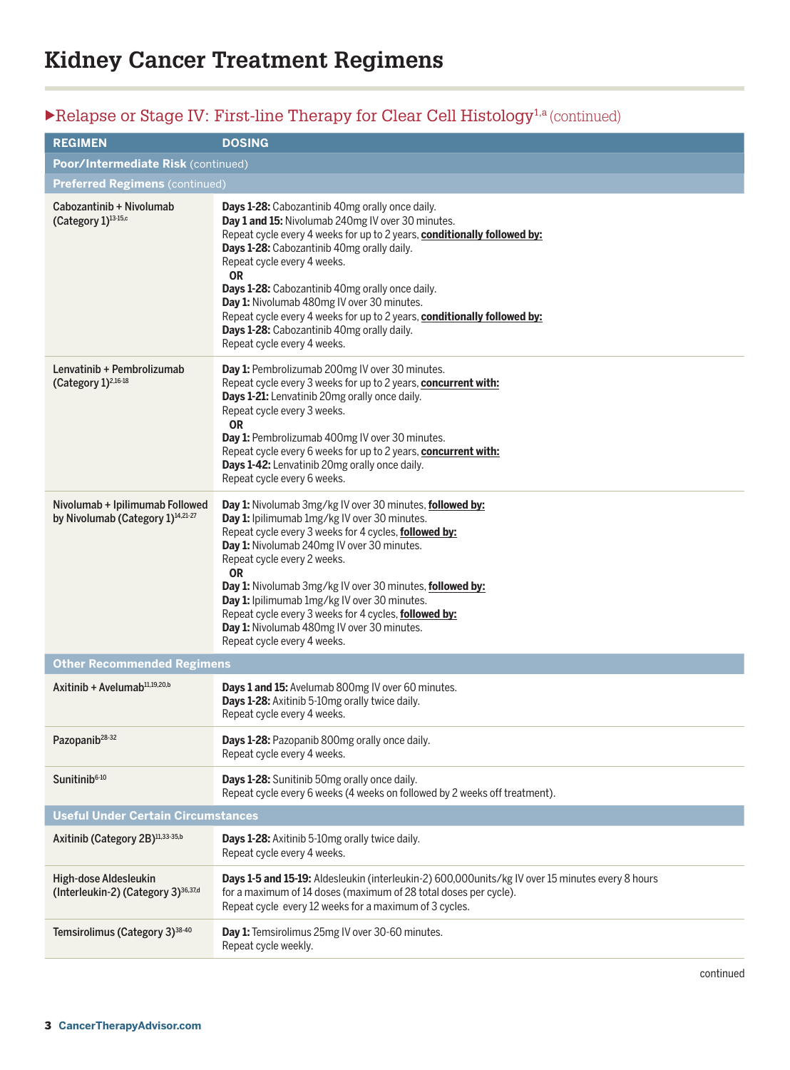# Kidney Cancer Treatment Regimens

## ▶Relapse or Stage IV: First-line Therapy for Clear Cell Histology[1,a] (continued)

| REGIMEN | DOSING |
|---|---|
| **Poor/Intermediate Risk** (continued) | |
| **Preferred Regimens** (continued) | |
| Cabozantinib + Nivolumab (Category 1)[13-15,c] | **Days 1-28:** Cabozantinib 40mg orally once daily.<br>**Day 1 and 15:** Nivolumab 240mg IV over 30 minutes.<br>Repeat cycle every 4 weeks for up to 2 years, **conditionally followed by:**<br>**Days 1-28:** Cabozantinib 40mg orally daily.<br>Repeat cycle every 4 weeks.<br>**OR**<br>**Days 1-28:** Cabozantinib 40mg orally once daily.<br>**Day 1:** Nivolumab 480mg IV over 30 minutes.<br>Repeat cycle every 4 weeks for up to 2 years, **conditionally followed by:**<br>**Days 1-28:** Cabozantinib 40mg orally daily.<br>Repeat cycle every 4 weeks. |
| Lenvatinib + Pembrolizumab (Category 1)[2,16-18] | **Day 1:** Pembrolizumab 200mg IV over 30 minutes.<br>Repeat cycle every 3 weeks for up to 2 years, **concurrent with:**<br>**Days 1-21:** Lenvatinib 20mg orally once daily.<br>Repeat cycle every 3 weeks.<br>**OR**<br>**Day 1:** Pembrolizumab 400mg IV over 30 minutes.<br>Repeat cycle every 6 weeks for up to 2 years, **concurrent with:**<br>**Days 1-42:** Lenvatinib 20mg orally once daily.<br>Repeat cycle every 6 weeks. |
| Nivolumab + Ipilimumab Followed by Nivolumab (Category 1)[14,21-27] | **Day 1:** Nivolumab 3mg/kg IV over 30 minutes, **followed by:**<br>**Day 1:** Ipilimumab 1mg/kg IV over 30 minutes.<br>Repeat cycle every 3 weeks for 4 cycles, **followed by:**<br>**Day 1:** Nivolumab 240mg IV over 30 minutes.<br>Repeat cycle every 2 weeks.<br>**OR**<br>**Day 1:** Nivolumab 3mg/kg IV over 30 minutes, **followed by:**<br>**Day 1:** Ipilimumab 1mg/kg IV over 30 minutes.<br>Repeat cycle every 3 weeks for 4 cycles, **followed by:**<br>**Day 1:** Nivolumab 480mg IV over 30 minutes.<br>Repeat cycle every 4 weeks. |
| **Other Recommended Regimens** | |
| Axitinib + Avelumab[11,19,20,b] | **Days 1 and 15:** Avelumab 800mg IV over 60 minutes.<br>**Days 1-28:** Axitinib 5-10mg orally twice daily.<br>Repeat cycle every 4 weeks. |
| Pazopanib[28-32] | **Days 1-28:** Pazopanib 800mg orally once daily.<br>Repeat cycle every 4 weeks. |
| Sunitinib[6-10] | **Days 1-28:** Sunitinib 50mg orally once daily.<br>Repeat cycle every 6 weeks (4 weeks on followed by 2 weeks off treatment). |
| **Useful Under Certain Circumstances** | |
| Axitinib (Category 2B)[11,33-35,b] | **Days 1-28:** Axitinib 5-10mg orally twice daily.<br>Repeat cycle every 4 weeks. |
| High-dose Aldesleukin (Interleukin-2) (Category 3)[36,37,d] | **Days 1-5 and 15-19:** Aldesleukin (interleukin-2) 600,000units/kg IV over 15 minutes every 8 hours for a maximum of 14 doses (maximum of 28 total doses per cycle).<br>Repeat cycle every 12 weeks for a maximum of 3 cycles. |
| Temsirolimus (Category 3)[38-40] | **Day 1:** Temsirolimus 25mg IV over 30-60 minutes.<br>Repeat cycle weekly. |

continued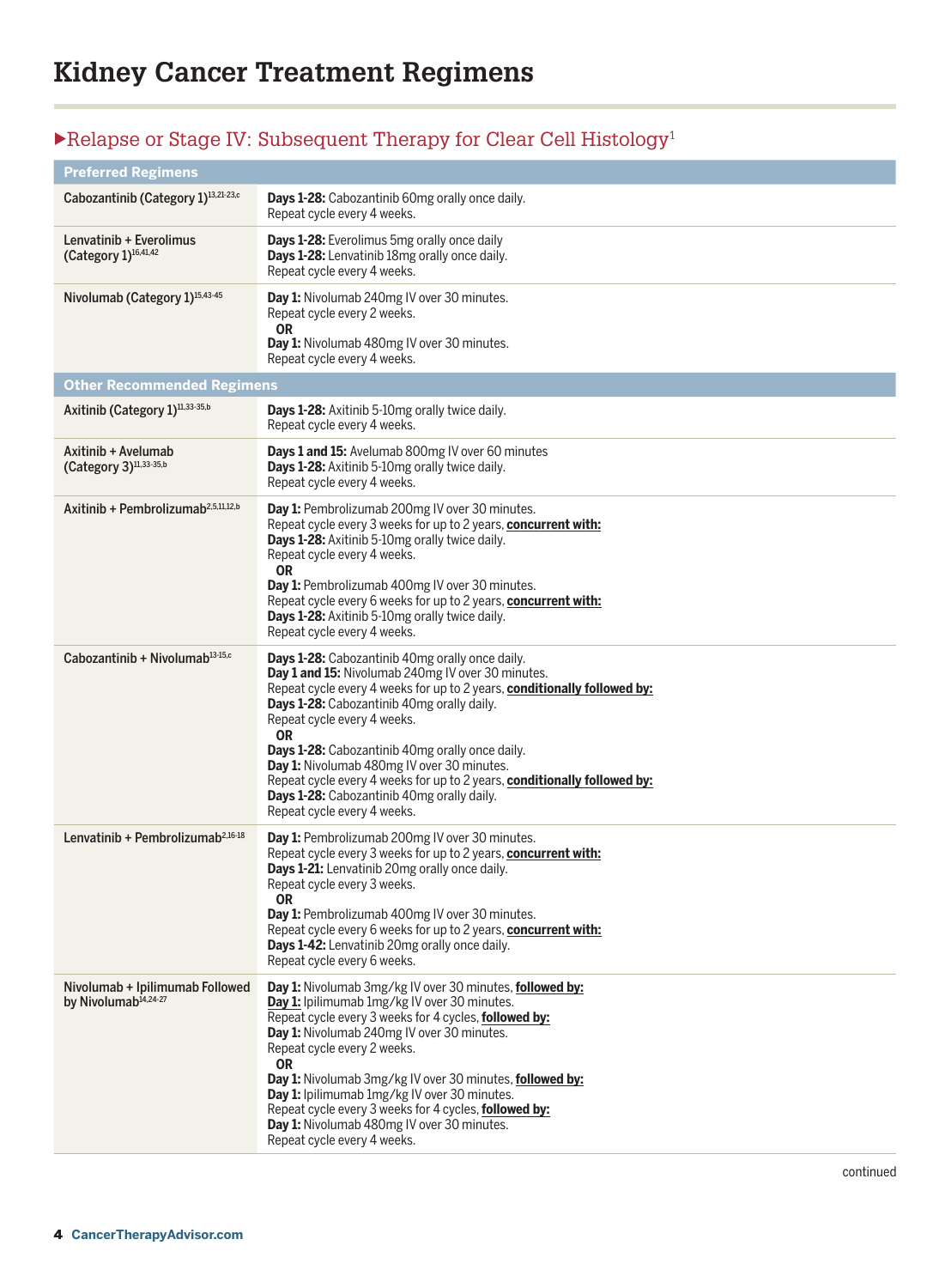# Kidney Cancer Treatment Regimens

## ▶Relapse or Stage IV: Subsequent Therapy for Clear Cell Histology[1]

| Regimen | Dosing |
|---|---|
| **Preferred Regimens** | |
| Cabozantinib (Category 1)[13,21-23,c] | **Days 1-28:** Cabozantinib 60mg orally once daily.<br>Repeat cycle every 4 weeks. |
| Lenvatinib + Everolimus (Category 1)[16,41,42] | **Days 1-28:** Everolimus 5mg orally once daily<br>**Days 1-28:** Lenvatinib 18mg orally once daily.<br>Repeat cycle every 4 weeks. |
| Nivolumab (Category 1)[15,43-45] | **Day 1:** Nivolumab 240mg IV over 30 minutes.<br>Repeat cycle every 2 weeks.<br>**OR**<br>**Day 1:** Nivolumab 480mg IV over 30 minutes.<br>Repeat cycle every 4 weeks. |
| **Other Recommended Regimens** | |
| Axitinib (Category 1)[11,33-35,b] | **Days 1-28:** Axitinib 5-10mg orally twice daily.<br>Repeat cycle every 4 weeks. |
| Axitinib + Avelumab (Category 3)[11,33-35,b] | **Days 1 and 15:** Avelumab 800mg IV over 60 minutes<br>**Days 1-28:** Axitinib 5-10mg orally twice daily.<br>Repeat cycle every 4 weeks. |
| Axitinib + Pembrolizumab[2,5,11,12,b] | **Day 1:** Pembrolizumab 200mg IV over 30 minutes.<br>Repeat cycle every 3 weeks for up to 2 years, **concurrent with:**<br>**Days 1-28:** Axitinib 5-10mg orally twice daily.<br>Repeat cycle every 4 weeks.<br>**OR**<br>**Day 1:** Pembrolizumab 400mg IV over 30 minutes.<br>Repeat cycle every 6 weeks for up to 2 years, **concurrent with:**<br>**Days 1-28:** Axitinib 5-10mg orally twice daily.<br>Repeat cycle every 4 weeks. |
| Cabozantinib + Nivolumab[13-15,c] | **Days 1-28:** Cabozantinib 40mg orally once daily.<br>**Day 1 and 15:** Nivolumab 240mg IV over 30 minutes.<br>Repeat cycle every 4 weeks for up to 2 years, **conditionally followed by:**<br>**Days 1-28:** Cabozantinib 40mg orally daily.<br>Repeat cycle every 4 weeks.<br>**OR**<br>**Days 1-28:** Cabozantinib 40mg orally once daily.<br>**Day 1:** Nivolumab 480mg IV over 30 minutes.<br>Repeat cycle every 4 weeks for up to 2 years, **conditionally followed by:**<br>**Days 1-28:** Cabozantinib 40mg orally daily.<br>Repeat cycle every 4 weeks. |
| Lenvatinib + Pembrolizumab[2,16-18] | **Day 1:** Pembrolizumab 200mg IV over 30 minutes.<br>Repeat cycle every 3 weeks for up to 2 years, **concurrent with:**<br>**Days 1-21:** Lenvatinib 20mg orally once daily.<br>Repeat cycle every 3 weeks.<br>**OR**<br>**Day 1:** Pembrolizumab 400mg IV over 30 minutes.<br>Repeat cycle every 6 weeks for up to 2 years, **concurrent with:**<br>**Days 1-42:** Lenvatinib 20mg orally once daily.<br>Repeat cycle every 6 weeks. |
| Nivolumab + Ipilimumab Followed by Nivolumab[14,24-27] | **Day 1:** Nivolumab 3mg/kg IV over 30 minutes, **followed by:**<br>**Day 1:** Ipilimumab 1mg/kg IV over 30 minutes.<br>Repeat cycle every 3 weeks for 4 cycles, **followed by:**<br>**Day 1:** Nivolumab 240mg IV over 30 minutes.<br>Repeat cycle every 2 weeks.<br>**OR**<br>**Day 1:** Nivolumab 3mg/kg IV over 30 minutes, **followed by:**<br>**Day 1:** Ipilimumab 1mg/kg IV over 30 minutes.<br>Repeat cycle every 3 weeks for 4 cycles, **followed by:**<br>**Day 1:** Nivolumab 480mg IV over 30 minutes.<br>Repeat cycle every 4 weeks. |

continued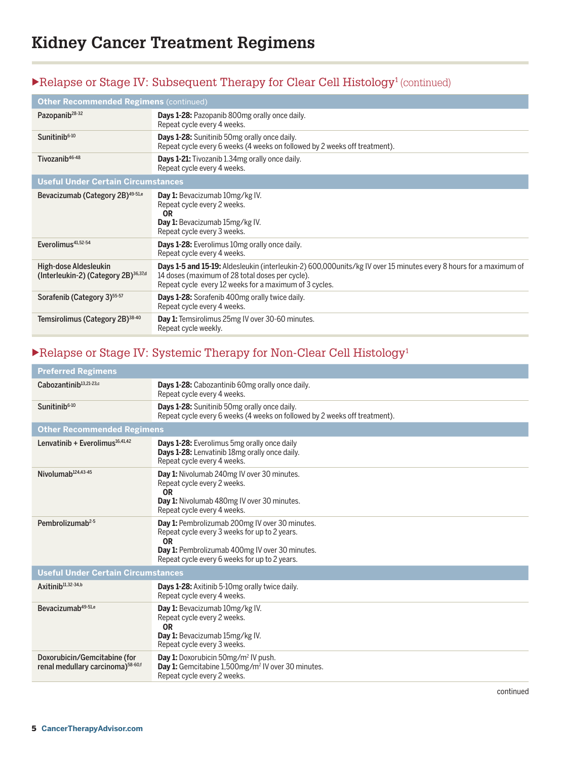# Kidney Cancer Treatment Regimens

## ▶Relapse or Stage IV: Subsequent Therapy for Clear Cell Histology[1] (continued)

| **Other Recommended Regimens** (continued) | |
|---|---|
| Pazopanib[28-32] | **Days 1-28:** Pazopanib 800mg orally once daily.<br>Repeat cycle every 4 weeks. |
| Sunitinib[6-10] | **Days 1-28:** Sunitinib 50mg orally once daily.<br>Repeat cycle every 6 weeks (4 weeks on followed by 2 weeks off treatment). |
| Tivozanib[46-48] | **Days 1-21:** Tivozanib 1.34mg orally once daily.<br>Repeat cycle every 4 weeks. |
| **Useful Under Certain Circumstances** | |
| Bevacizumab (Category 2B)[49-51,e] | **Day 1:** Bevacizumab 10mg/kg IV.<br>Repeat cycle every 2 weeks.<br>**OR**<br>**Day 1:** Bevacizumab 15mg/kg IV.<br>Repeat cycle every 3 weeks. |
| Everolimus[41,52-54] | **Days 1-28:** Everolimus 10mg orally once daily.<br>Repeat cycle every 4 weeks. |
| High-dose Aldesleukin (Interleukin-2) (Category 2B)[36,37,d] | **Days 1-5 and 15-19:** Aldesleukin (interleukin-2) 600,000units/kg IV over 15 minutes every 8 hours for a maximum of 14 doses (maximum of 28 total doses per cycle).<br>Repeat cycle every 12 weeks for a maximum of 3 cycles. |
| Sorafenib (Category 3)[55-57] | **Days 1-28:** Sorafenib 400mg orally twice daily.<br>Repeat cycle every 4 weeks. |
| Temsirolimus (Category 2B)[38-40] | **Day 1:** Temsirolimus 25mg IV over 30-60 minutes.<br>Repeat cycle weekly. |

## ▶Relapse or Stage IV: Systemic Therapy for Non-Clear Cell Histology[1]

| **Preferred Regimens** | |
|---|---|
| Cabozantinib[13,21-23,c] | **Days 1-28:** Cabozantinib 60mg orally once daily.<br>Repeat cycle every 4 weeks. |
| Sunitinib[6-10] | **Days 1-28:** Sunitinib 50mg orally once daily.<br>Repeat cycle every 6 weeks (4 weeks on followed by 2 weeks off treatment). |
| **Other Recommended Regimens** | |
| Lenvatinib + Everolimus[16,41,42] | **Days 1-28:** Everolimus 5mg orally once daily<br>**Days 1-28:** Lenvatinib 18mg orally once daily.<br>Repeat cycle every 4 weeks. |
| Nivolumab[1,24,43-45] | **Day 1:** Nivolumab 240mg IV over 30 minutes.<br>Repeat cycle every 2 weeks.<br>**OR**<br>**Day 1:** Nivolumab 480mg IV over 30 minutes.<br>Repeat cycle every 4 weeks. |
| Pembrolizumab[2-5] | **Day 1:** Pembrolizumab 200mg IV over 30 minutes.<br>Repeat cycle every 3 weeks for up to 2 years.<br>**OR**<br>**Day 1:** Pembrolizumab 400mg IV over 30 minutes.<br>Repeat cycle every 6 weeks for up to 2 years. |
| **Useful Under Certain Circumstances** | |
| Axitinib[11,32-34,b] | **Days 1-28:** Axitinib 5-10mg orally twice daily.<br>Repeat cycle every 4 weeks. |
| Bevacizumab[49-51,e] | **Day 1:** Bevacizumab 10mg/kg IV.<br>Repeat cycle every 2 weeks.<br>**OR**<br>**Day 1:** Bevacizumab 15mg/kg IV.<br>Repeat cycle every 3 weeks. |
| Doxorubicin/Gemcitabine (for renal medullary carcinoma)[58-60,f] | **Day 1:** Doxorubicin 50mg/m$^2$ IV push.<br>**Day 1:** Gemcitabine 1,500mg/m$^2$ IV over 30 minutes.<br>Repeat cycle every 2 weeks. |

continued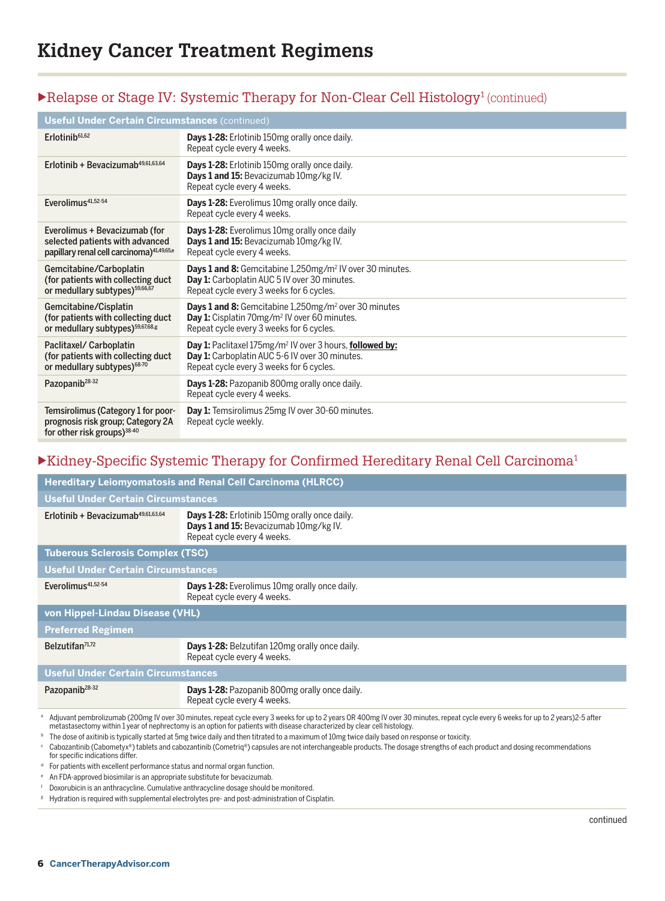# Kidney Cancer Treatment Regimens

## ▶Relapse or Stage IV: Systemic Therapy for Non-Clear Cell Histology[1] (continued)

| Useful Under Certain Circumstances (continued) | |
|---|---|
| **Erlotinib**[61,62] | **Days 1-28:** Erlotinib 150mg orally once daily. Repeat cycle every 4 weeks. |
| **Erlotinib + Bevacizumab**[49,61,63,64] | **Days 1-28:** Erlotinib 150mg orally once daily. **Days 1 and 15:** Bevacizumab 10mg/kg IV. Repeat cycle every 4 weeks. |
| **Everolimus**[41,52-54] | **Days 1-28:** Everolimus 10mg orally once daily. Repeat cycle every 4 weeks. |
| **Everolimus + Bevacizumab (for selected patients with advanced papillary renal cell carcinoma)**[41,49,65,e] | **Days 1-28:** Everolimus 10mg orally once daily **Days 1 and 15:** Bevacizumab 10mg/kg IV. Repeat cycle every 4 weeks. |
| **Gemcitabine/Carboplatin (for patients with collecting duct or medullary subtypes)**[59,66,67] | **Days 1 and 8:** Gemcitabine 1,250mg/m² IV over 30 minutes. **Day 1:** Carboplatin AUC 5 IV over 30 minutes. Repeat cycle every 3 weeks for 6 cycles. |
| **Gemcitabine/Cisplatin (for patients with collecting duct or medullary subtypes)**[59,67,68,g] | **Days 1 and 8:** Gemcitabine 1,250mg/m² over 30 minutes **Day 1:** Cisplatin 70mg/m² IV over 60 minutes. Repeat cycle every 3 weeks for 6 cycles. |
| **Paclitaxel/ Carboplatin (for patients with collecting duct or medullary subtypes)**[68-70] | **Day 1:** Paclitaxel 175mg/m² IV over 3 hours, **followed by:** **Day 1:** Carboplatin AUC 5-6 IV over 30 minutes. Repeat cycle every 3 weeks for 6 cycles. |
| **Pazopanib**[28-32] | **Days 1-28:** Pazopanib 800mg orally once daily. Repeat cycle every 4 weeks. |
| **Temsirolimus (Category 1 for poor-prognosis risk group; Category 2A for other risk groups)**[38-40] | **Day 1:** Temsirolimus 25mg IV over 30-60 minutes. Repeat cycle weekly. |

## ▶Kidney-Specific Systemic Therapy for Confirmed Hereditary Renal Cell Carcinoma[1]

| Hereditary Leiomyomatosis and Renal Cell Carcinoma (HLRCC) | |
|---|---|
| **Useful Under Certain Circumstances** | |
| **Erlotinib + Bevacizumab**[49,61,63,64] | **Days 1-28:** Erlotinib 150mg orally once daily. **Days 1 and 15:** Bevacizumab 10mg/kg IV. Repeat cycle every 4 weeks. |
| **Tuberous Sclerosis Complex (TSC)** | |
| **Useful Under Certain Circumstances** | |
| **Everolimus**[41,52-54] | **Days 1-28:** Everolimus 10mg orally once daily. Repeat cycle every 4 weeks. |
| **von Hippel-Lindau Disease (VHL)** | |
| **Preferred Regimen** | |
| **Belzutifan**[71,72] | **Days 1-28:** Belzutifan 120mg orally once daily. Repeat cycle every 4 weeks. |
| **Useful Under Certain Circumstances** | |
| **Pazopanib**[28-32] | **Days 1-28:** Pazopanib 800mg orally once daily. Repeat cycle every 4 weeks. |

[a] Adjuvant pembrolizumab (200mg IV over 30 minutes, repeat cycle every 3 weeks for up to 2 years OR 400mg IV over 30 minutes, repeat cycle every 6 weeks for up to 2 years)2-5 after metastasectomy within 1 year of nephrectomy is an option for patients with disease characterized by clear cell histology.

[b] The dose of axitinib is typically started at 5mg twice daily and then titrated to a maximum of 10mg twice daily based on response or toxicity.

[c] Cabozantinib (Cabometyx®) tablets and cabozantinib (Cometriq®) capsules are not interchangeable products. The dosage strengths of each product and dosing recommendations for specific indications differ.

[d] For patients with excellent performance status and normal organ function.

[e] An FDA-approved biosimilar is an appropriate substitute for bevacizumab.

[f] Doxorubicin is an anthracycline. Cumulative anthracycline dosage should be monitored.

[g] Hydration is required with supplemental electrolytes pre- and post-administration of Cisplatin.

continued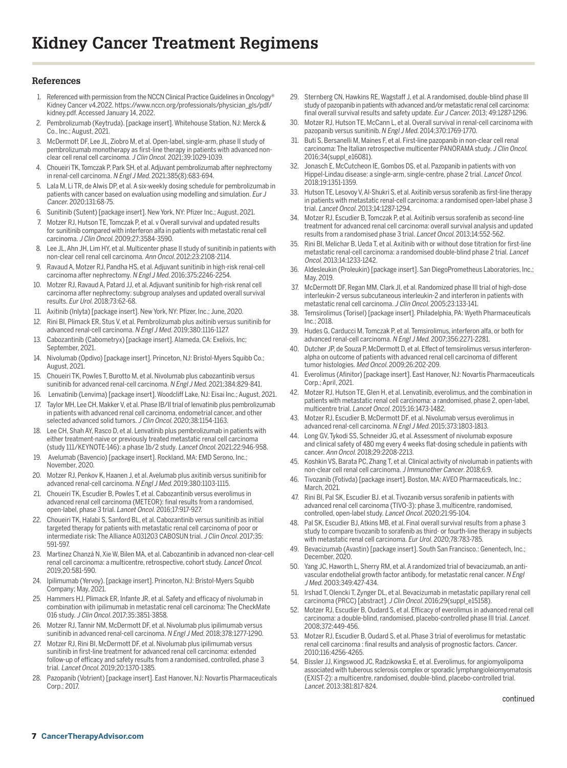# Kidney Cancer Treatment Regimens

## References

1. Referenced with permission from the NCCN Clinical Practice Guidelines in Oncology® Kidney Cancer v4.2022. https://www.nccn.org/professionals/physician_gls/pdf/kidney.pdf. Accessed January 14, 2022.
2. Pembrolizumab (Keytruda). [package insert]. Whitehouse Station, NJ: Merck & Co., Inc.; August, 2021.
3. McDermott DF, Lee JL, Ziobro M, et al. Open-label, single-arm, phase II study of pembrolizumab monotherapy as first-line therapy in patients with advanced non-clear cell renal cell carcinoma. *J Clin Oncol.* 2021;39:1029-1039.
4. Choueiri TK, Tomczak P, Park SH, et al. Adjuvant pembrolizumab after nephrectomy in renal-cell carcinoma. *N Engl J Med.* 2021;385(8):683-694.
5. Lala M, Li TR, de Alwis DP, et al. A six-weekly dosing schedule for pembrolizumab in patients with cancer based on evaluation using modelling and simulation. *Eur J Cancer.* 2020;131:68-75.
6. Sunitinib (Sutent) [package insert]. New York, NY: Pfizer Inc.; August, 2021.
7. Motzer RJ, Hutson TE, Tomczak P, et al. v Overall survival and updated results for sunitinib compared with interferon alfa in patients with metastatic renal cell carcinoma. *J Clin Oncol.* 2009;27:3584-3590.
8. Lee JL, Ahn JH, Lim HY, et al. Multicenter phase II study of sunitinib in patients with non-clear cell renal cell carcinoma. *Ann Oncol.* 2012;23:2108-2114.
9. Ravaud A, Motzer RJ, Pandha HS, et al. Adjuvant sunitinib in high-risk renal-cell carcinoma after nephrectomy. *N Engl J Med.* 2016;375:2246-2254.
10. Motzer RJ, Ravaud A, Patard JJ, et al. Adjuvant sunitinib for high-risk renal cell carcinoma after nephrectomy: subgroup analyses and updated overall survival results. *Eur Urol.* 2018;73:62-68.
11. Axitinib (Inlyta) [package insert]. New York, NY: Pfizer, Inc.; June, 2020.
12. Rini BI, Plimack ER, Stus V, et al. Pembrolizumab plus axitinib versus sunitinib for advanced renal-cell carcinoma. *N Engl J Med.* 2019;380:1116-1127.
13. Cabozantinib (Cabometryx) [package insert]. Alameda, CA: Exelixis, Inc; September, 2021.
14. Nivolumab (Opdivo) [package insert]. Princeton, NJ: Bristol-Myers Squibb Co.; August, 2021.
15. Choueiri TK, Powles T, Burotto M, et al. Nivolumab plus cabozantinib versus sunitinib for advanced renal-cell carcinoma. *N Engl J Med.* 2021;384:829-841.
16. Lenvatinib (Lenvima) [package insert]. Woodcliff Lake, NJ: Eisai Inc.; August, 2021.
17. Taylor MH, Lee CH, Makker V, et al. Phase IB/II trial of lenvatinib plus pembrolizumab in patients with advanced renal cell carcinoma, endometrial cancer, and other selected advanced solid tumors. *J Clin Oncol.* 2020;38:1154-1163.
18. Lee CH, Shah AY, Rasco D, et al. Lenvatinib plus pembrolizumab in patients with either treatment-naive or previously treated metastatic renal cell carcinoma (study 111/KEYNOTE-146): a phase 1b/2 study. *Lancet Oncol.* 2021;22:946-958.
19. Avelumab (Bavencio) [package insert]. Rockland, MA: EMD Serono, Inc.; November, 2020.
20. Motzer RJ, Penkov K, Haanen J, et al. Avelumab plus axitinib versus sunitinib for advanced renal-cell carcinoma. *N Engl J Med.* 2019;380:1103-1115.
21. Choueiri TK, Escudier B, Powles T, et al. Cabozantinib versus everolimus in advanced renal cell carcinoma (METEOR): final results from a randomised, open-label, phase 3 trial. *Lancet Oncol.* 2016;17:917-927.
22. Choueiri TK, Halabi S, Sanford BL, et al. Cabozantinib versus sunitinib as initial targeted therapy for patients with metastatic renal cell carcinoma of poor or intermediate risk: The Alliance A031203 CABOSUN trial. *J Clin Oncol.* 2017;35: 591-597.
23. Martinez Chanzá N, Xie W, Bilen MA, et al. Cabozantinib in advanced non-clear-cell renal cell carcinoma: a multicentre, retrospective, cohort study. *Lancet Oncol.* 2019;20:581-590.
24. Ipilimumab (Yervoy). [package insert]. Princeton, NJ: Bristol-Myers Squibb Company; May, 2021.
25. Hammers HJ, Plimack ER, Infante JR, et al. Safety and efficacy of nivolumab in combination with ipilimumab in metastatic renal cell carcinoma: The CheckMate 016 study. *J Clin Oncol.* 2017;35:3851-3858.
26. Motzer RJ, Tannir NM, McDermott DF, et al. Nivolumab plus ipilimumab versus sunitinib in advanced renal-cell carcinoma. *N Engl J Med.* 2018;378:1277-1290.
27. Motzer RJ, Rini BI, McDermott DF, et al. Nivolumab plus ipilimumab versus sunitinib in first-line treatment for advanced renal cell carcinoma: extended follow-up of efficacy and safety results from a randomised, controlled, phase 3 trial. *Lancet Oncol.* 2019;20:1370-1385.
28. Pazopanib (Votrient) [package insert]. East Hanover, NJ: Novartis Pharmaceuticals Corp.; 2017.
29. Sternberg CN, Hawkins RE, Wagstaff J, et al. A randomised, double-blind phase III study of pazopanib in patients with advanced and/or metastatic renal cell carcinoma: final overall survival results and safety update. *Eur J Cancer.* 2013; 49:1287-1296.
30. Motzer RJ, Hutson TE, McCann L, et al. Overall survival in renal-cell carcinoma with pazopanib versus sunitinib. *N Engl J Med.* 2014;370:1769-1770.
31. Buti S, Bersanelli M, Maines F, et al. First-line pazopanib in non-clear cell renal carcinoma: The Italian retrospective multicenter PANORAMA study. *J Clin Oncol.* 2016;34(suppl_e16081).
32. Jonasch E, McCutcheon IE, Gombos DS, et al. Pazopanib in patients with von Hippel-Lindau disease: a single-arm, single-centre, phase 2 trial. *Lancet Oncol.* 2018;19:1351-1359.
33. Hutson TE, Lesovoy V, Al-Shukri S, et al. Axitinib versus sorafenib as first-line therapy in patients with metastatic renal-cell carcinoma: a randomised open-label phase 3 trial. *Lancet Oncol.* 2013;14:1287-1294.
34. Motzer RJ, Escudier B, Tomczak P, et al. Axitinib versus sorafenib as second-line treatment for advanced renal cell carcinoma: overall survival analysis and updated results from a randomised phase 3 trial. *Lancet Oncol.* 2013;14:552-562.
35. Rini BI, Melichar B, Ueda T, et al. Axitinib with or without dose titration for first-line metastatic renal-cell carcinoma: a randomised double-blind phase 2 trial. *Lancet Oncol.* 2013;14:1233-1242.
36. Aldesleukin (Proleukin) [package insert]. San DiegoPrometheus Laboratories, Inc.; May, 2019.
37. McDermott DF, Regan MM, Clark JI, et al. Randomized phase III trial of high-dose interleukin-2 versus subcutaneous interleukin-2 and interferon in patients with metastatic renal cell carcinoma. *J Clin Oncol.* 2005;23:133-141.
38. Temsirolimus (Torisel) [package insert]. Philadelphia, PA: Wyeth Pharmaceuticals Inc.; 2018.
39. Hudes G, Carducci M, Tomczak P, et al. Temsirolimus, interferon alfa, or both for advanced renal-cell carcinoma. *N Engl J Med.* 2007;356:2271-2281.
40. Dutcher JP, de Souza P, McDermott D, et al. Effect of temsirolimus versus interferon-alpha on outcome of patients with advanced renal cell carcinoma of different tumor histologies. *Med Oncol.* 2009;26:202-209.
41. Everolimus (Afinitor) [package insert]. East Hanover, NJ: Novartis Pharmaceuticals Corp.; April, 2021.
42. Motzer RJ, Hutson TE, Glen H, et al. Lenvatinib, everolimus, and the combination in patients with metastatic renal cell carcinoma: a randomised, phase 2, open-label, multicentre trial. *Lancet Oncol.* 2015;16:1473-1482.
43. Motzer RJ, Escudier B, McDermott DF, et al. Nivolumab versus everolimus in advanced renal-cell carcinoma. *N Engl J Med.* 2015;373:1803-1813.
44. Long GV, Tykodi SS, Schneider JG, et al. Assessment of nivolumab exposure and clinical safety of 480 mg every 4 weeks flat-dosing schedule in patients with cancer. *Ann Oncol.* 2018;29:2208-2213.
45. Koshkin VS, Barata PC, Zhang T, et al. Clinical activity of nivolumab in patients with non-clear cell renal cell carcinoma. *J Immunother Cancer.* 2018;6:9.
46. Tivozanib (Fotivda) [package insert]. Boston, MA: AVEO Pharmaceuticals, Inc.; March, 2021.
47. Rini BI, Pal SK, Escudier BJ. et al. Tivozanib versus sorafenib in patients with advanced renal cell carcinoma (TIVO-3): phase 3, multicentre, randomised, controlled, open-label study. *Lancet Oncol.* 2020;21:95-104.
48. Pal SK, Escudier BJ, Atkins MB, et al. Final overall survival results from a phase 3 study to compare tivozanib to sorafenib as third- or fourth-line therapy in subjects with metastatic renal cell carcinoma. *Eur Urol.* 2020;78:783-785.
49. Bevacizumab (Avastin) [package insert]. South San Francisco.: Genentech, Inc.; December, 2020.
50. Yang JC, Haworth L, Sherry RM, et al. A randomized trial of bevacizumab, an anti-vascular endothelial growth factor antibody, for metastatic renal cancer. *N Engl J Med.* 2003;349:427-434.
51. Irshad T, Olencki T, Zynger DL, et al. Bevacizumab in metastatic papillary renal cell carcinoma (PRCC) [abstract]. *J Clin Oncol.* 2016;29(suppl_e15158).
52. Motzer RJ, Escudier B, Oudard S, et al. Efficacy of everolimus in advanced renal cell carcinoma: a double-blind, randomised, placebo-controlled phase III trial. *Lancet.* 2008;372:449-456.
53. Motzer RJ, Escudier B, Oudard S, et al. Phase 3 trial of everolimus for metastatic renal cell carcinoma : final results and analysis of prognostic factors. *Cancer.* 2010;116:4256-4265.
54. Bissler JJ, Kingswood JC, Radzikowska E, et al. Everolimus, for angiomyolipoma associated with tuberous sclerosis complex or sporadic lymphangioleiomyomatosis (EXIST-2): a multicentre, randomised, double-blind, placebo-controlled trial. *Lancet.* 2013;381:817-824.

continued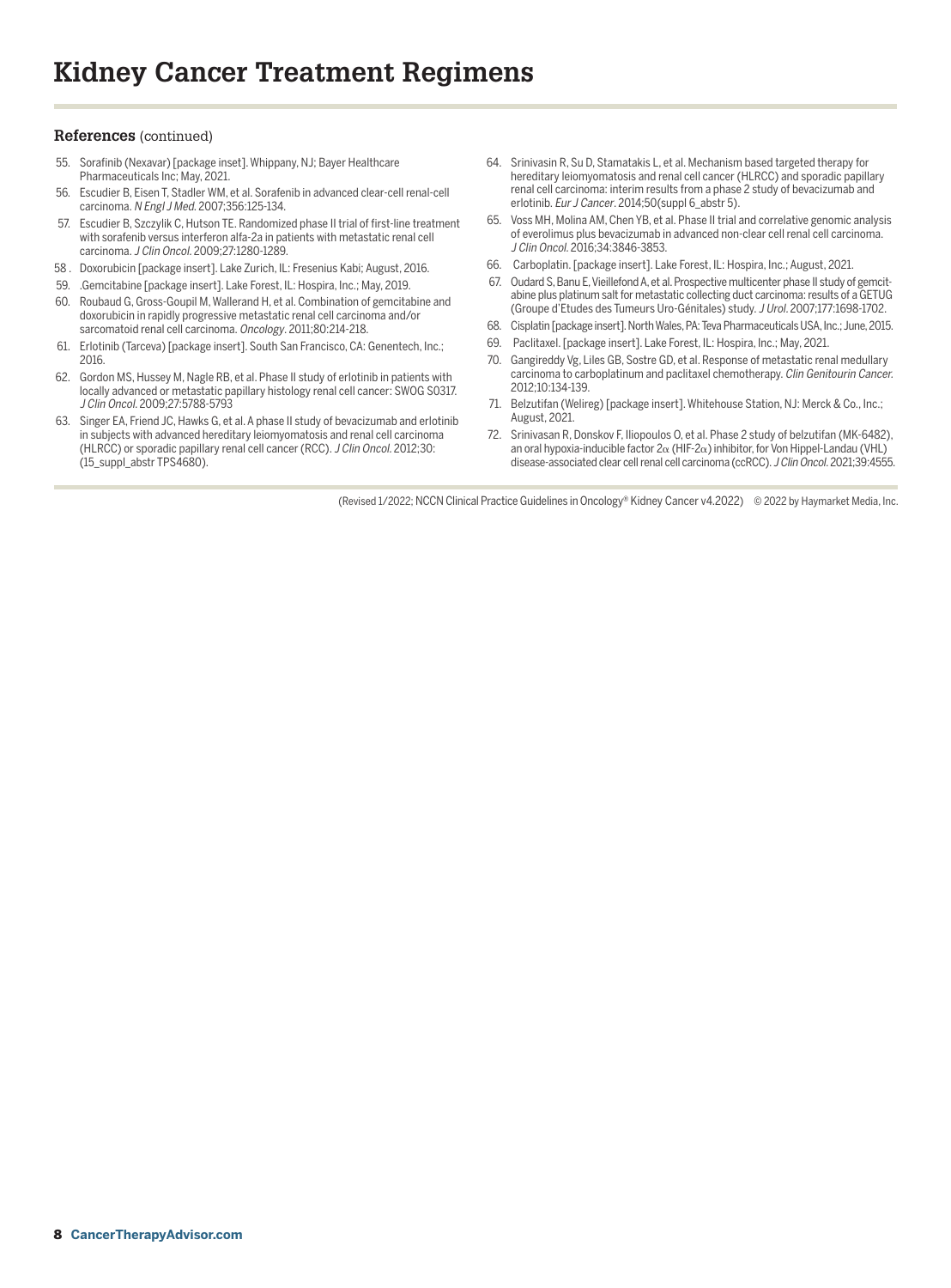# Kidney Cancer Treatment Regimens

## References (continued)

55. Sorafinib (Nexavar) [package inset]. Whippany, NJ; Bayer Healthcare Pharmaceuticals Inc; May, 2021.
56. Escudier B, Eisen T, Stadler WM, et al. Sorafenib in advanced clear-cell renal-cell carcinoma. *N Engl J Med*. 2007;356:125-134.
57. Escudier B, Szczylik C, Hutson TE. Randomized phase II trial of first-line treatment with sorafenib versus interferon alfa-2a in patients with metastatic renal cell carcinoma. *J Clin Oncol*. 2009;27:1280-1289.
58 . Doxorubicin [package insert]. Lake Zurich, IL: Fresenius Kabi; August, 2016.
59. .Gemcitabine [package insert]. Lake Forest, IL: Hospira, Inc.; May, 2019.
60. Roubaud G, Gross-Goupil M, Wallerand H, et al. Combination of gemcitabine and doxorubicin in rapidly progressive metastatic renal cell carcinoma and/or sarcomatoid renal cell carcinoma. *Oncology*. 2011;80:214-218.
61. Erlotinib (Tarceva) [package insert]. South San Francisco, CA: Genentech, Inc.; 2016.
62. Gordon MS, Hussey M, Nagle RB, et al. Phase II study of erlotinib in patients with locally advanced or metastatic papillary histology renal cell cancer: SWOG S0317. *J Clin Oncol*. 2009;27:5788-5793
63. Singer EA, Friend JC, Hawks G, et al. A phase II study of bevacizumab and erlotinib in subjects with advanced hereditary leiomyomatosis and renal cell carcinoma (HLRCC) or sporadic papillary renal cell cancer (RCC). *J Clin Oncol*. 2012;30:(15_suppl_abstr TPS4680).
64. Srinivasin R, Su D, Stamatakis L, et al. Mechanism based targeted therapy for hereditary leiomyomatosis and renal cell cancer (HLRCC) and sporadic papillary renal cell carcinoma: interim results from a phase 2 study of bevacizumab and erlotinib. *Eur J Cancer*. 2014;50(suppl 6_abstr 5).
65. Voss MH, Molina AM, Chen YB, et al. Phase II trial and correlative genomic analysis of everolimus plus bevacizumab in advanced non-clear cell renal cell carcinoma. *J Clin Oncol*. 2016;34:3846-3853.
66. Carboplatin. [package insert]. Lake Forest, IL: Hospira, Inc.; August, 2021.
67. Oudard S, Banu E, Vieillefond A, et al. Prospective multicenter phase II study of gemcitabine plus platinum salt for metastatic collecting duct carcinoma: results of a GETUG (Groupe d'Etudes des Tumeurs Uro-Génitales) study. *J Urol*. 2007;177:1698-1702.
68. Cisplatin [package insert]. North Wales, PA: Teva Pharmaceuticals USA, Inc.; June, 2015.
69. Paclitaxel. [package insert]. Lake Forest, IL: Hospira, Inc.; May, 2021.
70. Gangireddy Vg, Liles GB, Sostre GD, et al. Response of metastatic renal medullary carcinoma to carboplatinum and paclitaxel chemotherapy. *Clin Genitourin Cancer*. 2012;10:134-139.
71. Belzutifan (Welireg) [package insert]. Whitehouse Station, NJ: Merck & Co., Inc.; August, 2021.
72. Srinivasan R, Donskov F, Iliopoulos O, et al. Phase 2 study of belzutifan (MK-6482), an oral hypoxia-inducible factor 2$\alpha$ (HIF-2$\alpha$) inhibitor, for Von Hippel-Landau (VHL) disease-associated clear cell renal cell carcinoma (ccRCC). *J Clin Oncol*. 2021;39:4555.

(Revised 1/2022; NCCN Clinical Practice Guidelines in Oncology® Kidney Cancer v4.2022) © 2022 by Haymarket Media, Inc.